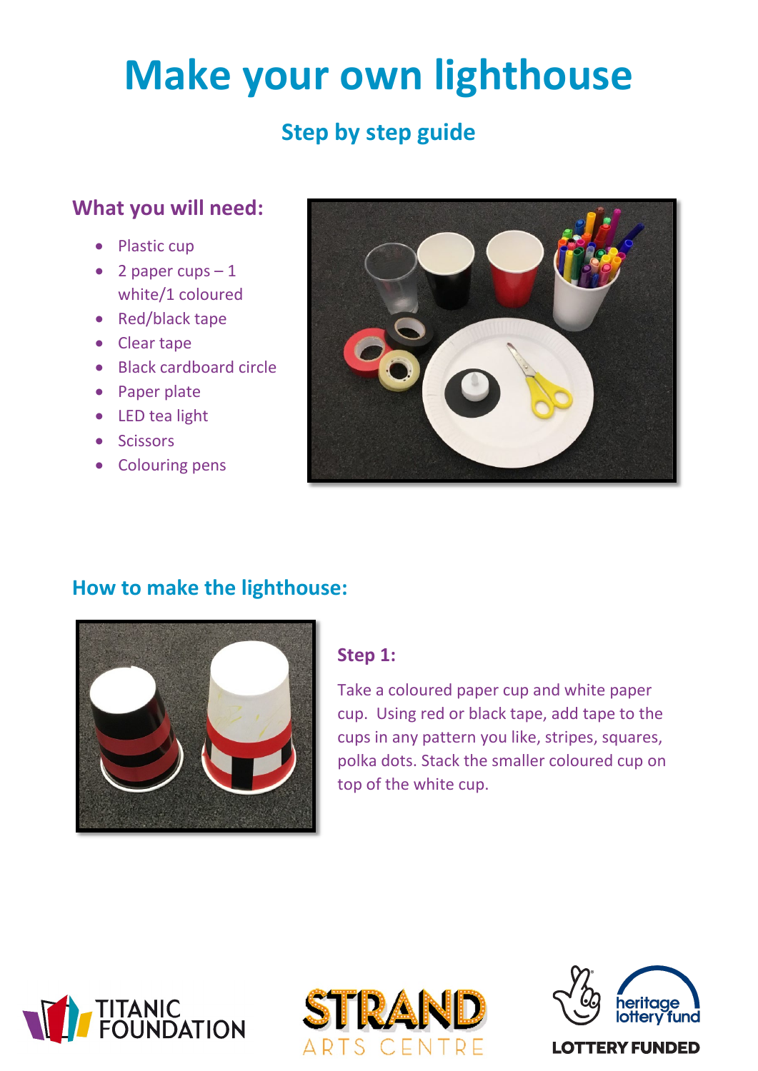# Make your own lighthouse

## Step by step guide

### What you will need:

- Plastic cup
- 2 paper cups – 1 white/1 coloured
- Red/black tape
- Clear tape
- Black cardboard circle
- Paper plate
- LED tea light
- Scissors
- Colouring pens

## How to make the lighthouse:

### Step 1:

Take a coloured paper cup and white paper cup. Using red or black tape, add tape to the cups in any pattern you like, stripes, squares, polka dots. Stack the smaller coloured cup on top of the white cup.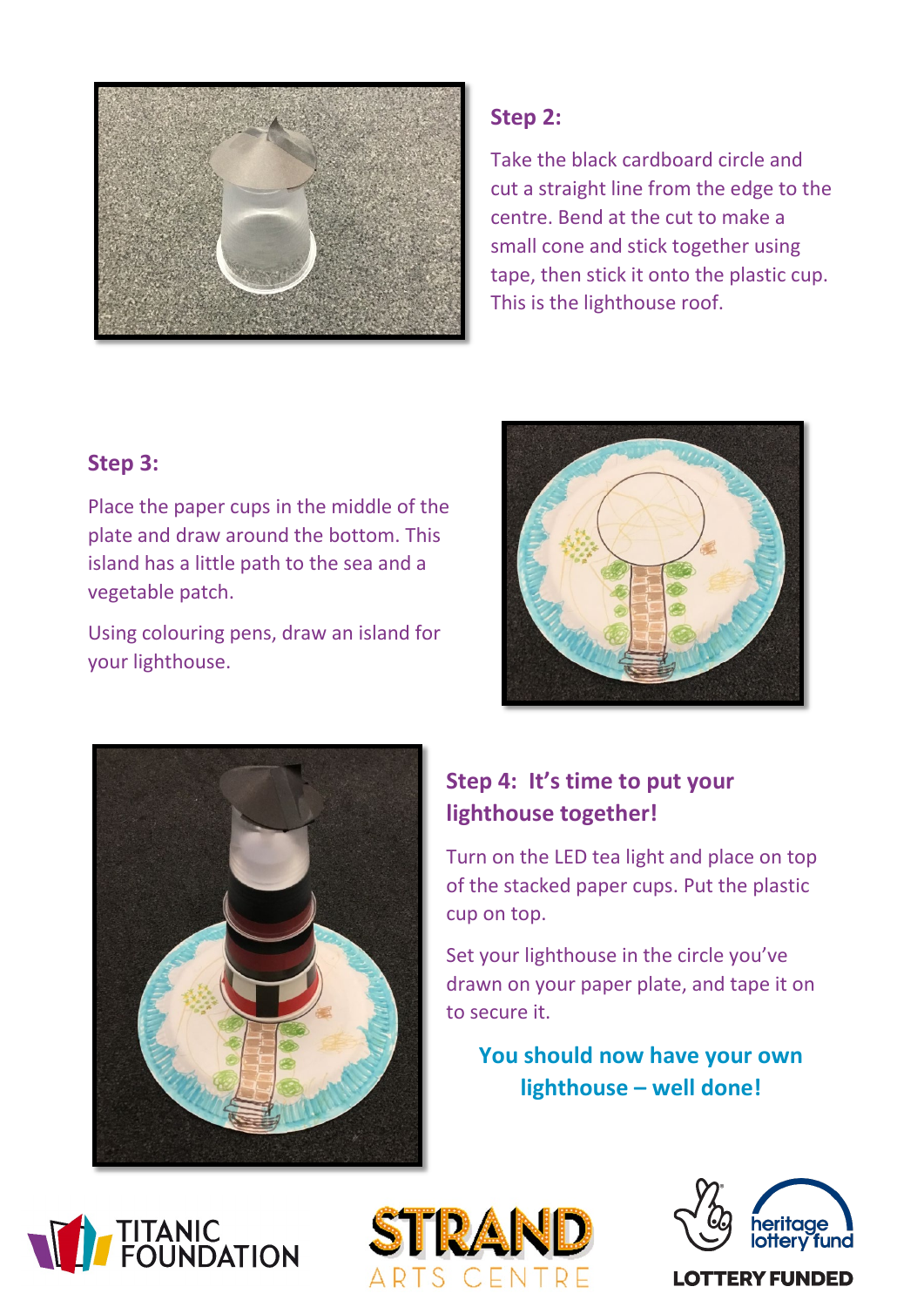## Step 2:

Take the black cardboard circle and cut a straight line from the edge to the centre. Bend at the cut to make a small cone and stick together using tape, then stick it onto the plastic cup. This is the lighthouse roof.

## Step 3:

Place the paper cups in the middle of the plate and draw around the bottom. This island has a little path to the sea and a vegetable patch.

Using colouring pens, draw an island for your lighthouse.

## Step 4: It's time to put your lighthouse together!

Turn on the LED tea light and place on top of the stacked paper cups. Put the plastic cup on top.

Set your lighthouse in the circle you've drawn on your paper plate, and tape it on to secure it.

**You should now have your own lighthouse – well done!**

TITANIC FOUNDATION

STRAND ARTS CENTRE

heritage lottery fund

LOTTERY FUNDED